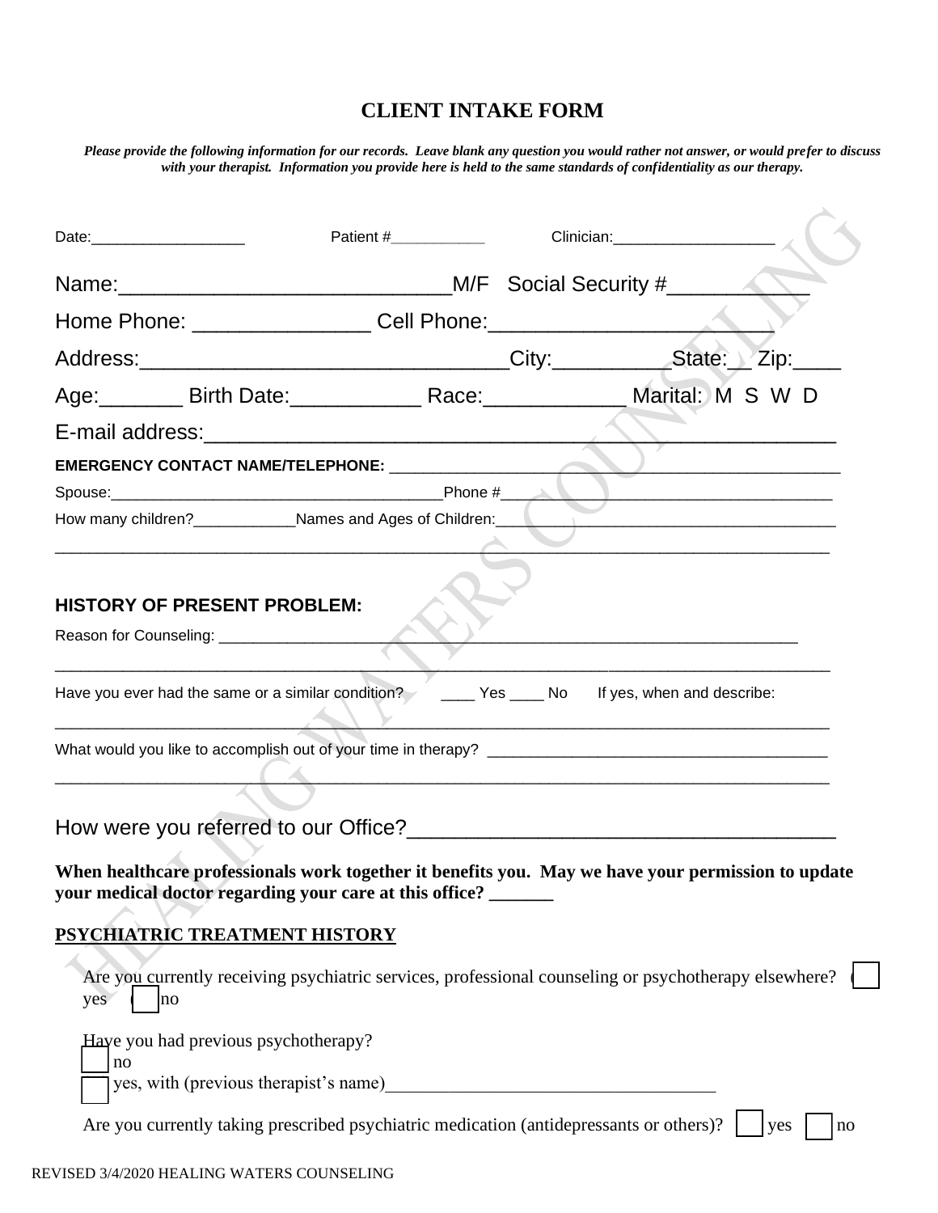# CLIENT INTAKE FORM

***Please provide the following information for our records. Leave blank any question you would rather not answer, or would prefer to discuss with your therapist. Information you provide here is held to the same standards of confidentiality as our therapy.***

Date:__________________ Patient #___________ Clinician:___________________

Name:____________________________M/F Social Security #____________

Home Phone: _______________ Cell Phone:______________________

Address:________________________________City:__________State:__ Zip:____

Age:_______ Birth Date:___________ Race:____________ Marital: M S W D

E-mail address:______________________________________________________

**EMERGENCY CONTACT NAME/TELEPHONE:** ______________________________________________________

Spouse:_______________________________________Phone #_____________________________________

How many children?____________Names and Ages of Children:________________________________________

_____________________________________________________________________________________________

## HISTORY OF PRESENT PROBLEM:

Reason for Counseling: ______________________________________________________________________

_____________________________________________________________________________________________

Have you ever had the same or a similar condition? ____ Yes ____ No If yes, when and describe:

_____________________________________________________________________________________________

What would you like to accomplish out of your time in therapy? ________________________________________

_____________________________________________________________________________________________

How were you referred to our Office?____________________________________

**When healthcare professionals work together it benefits you. May we have your permission to update your medical doctor regarding your care at this office? _______**

## PSYCHIATRIC TREATMENT HISTORY

Are you currently receiving psychiatric services, professional counseling or psychotherapy elsewhere? ☐ yes ☐ no

Have you had previous psychotherapy?
☐ no
☐ yes, with (previous therapist's name)____________________________________

Are you currently taking prescribed psychiatric medication (antidepressants or others)? ☐ yes ☐ no

REVISED 3/4/2020 HEALING WATERS COUNSELING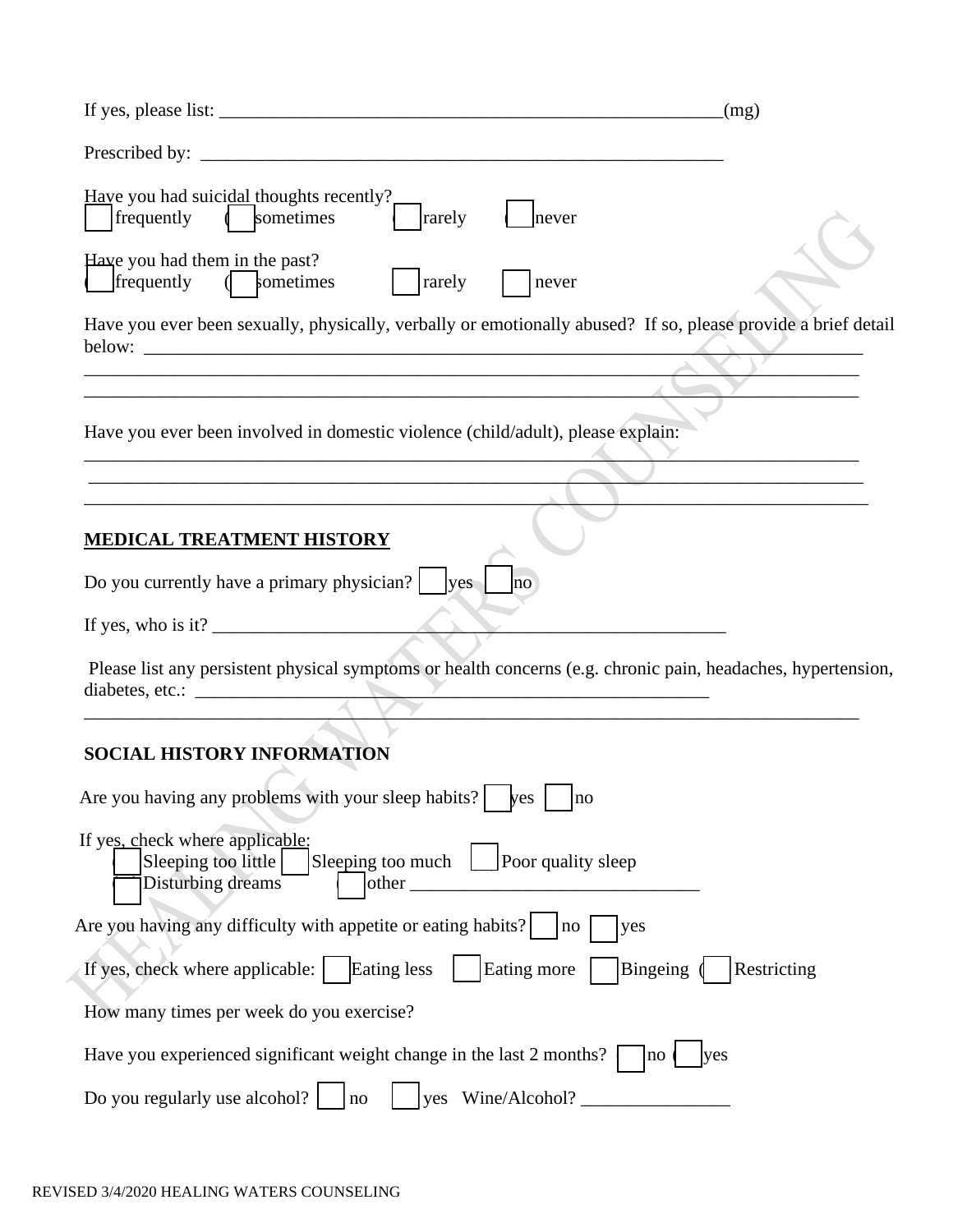If yes, please list: _______________________________________________________(mg)

Prescribed by: ___________________________________________________________

Have you had suicidal thoughts recently?
☐ frequently ☐ sometimes ☐ rarely ☐ never

Have you had them in the past?
☐ frequently ☐ sometimes ☐ rarely ☐ never

Have you ever been sexually, physically, verbally or emotionally abused? If so, please provide a brief detail below: ___________________________________________________________________________
_____________________________________________________________________________________
_____________________________________________________________________________________

Have you ever been involved in domestic violence (child/adult), please explain:
_____________________________________________________________________________________
_____________________________________________________________________________________
_____________________________________________________________________________________

**MEDICAL TREATMENT HISTORY**

Do you currently have a primary physician? ☐ yes ☐ no

If yes, who is it? _________________________________________________________

Please list any persistent physical symptoms or health concerns (e.g. chronic pain, headaches, hypertension, diabetes, etc.: ________________________________________________________
_____________________________________________________________________________________

**SOCIAL HISTORY INFORMATION**

Are you having any problems with your sleep habits? ☐ yes ☐ no

If yes, check where applicable:
☐ Sleeping too little ☐ Sleeping too much ☐ Poor quality sleep
☐ Disturbing dreams ☐ other ______________________________

Are you having any difficulty with appetite or eating habits? ☐ no ☐ yes

If yes, check where applicable: ☐ Eating less ☐ Eating more ☐ Bingeing ☐ Restricting

How many times per week do you exercise?

Have you experienced significant weight change in the last 2 months? ☐ no ☐ yes

Do you regularly use alcohol? ☐ no ☐ yes Wine/Alcohol? ________________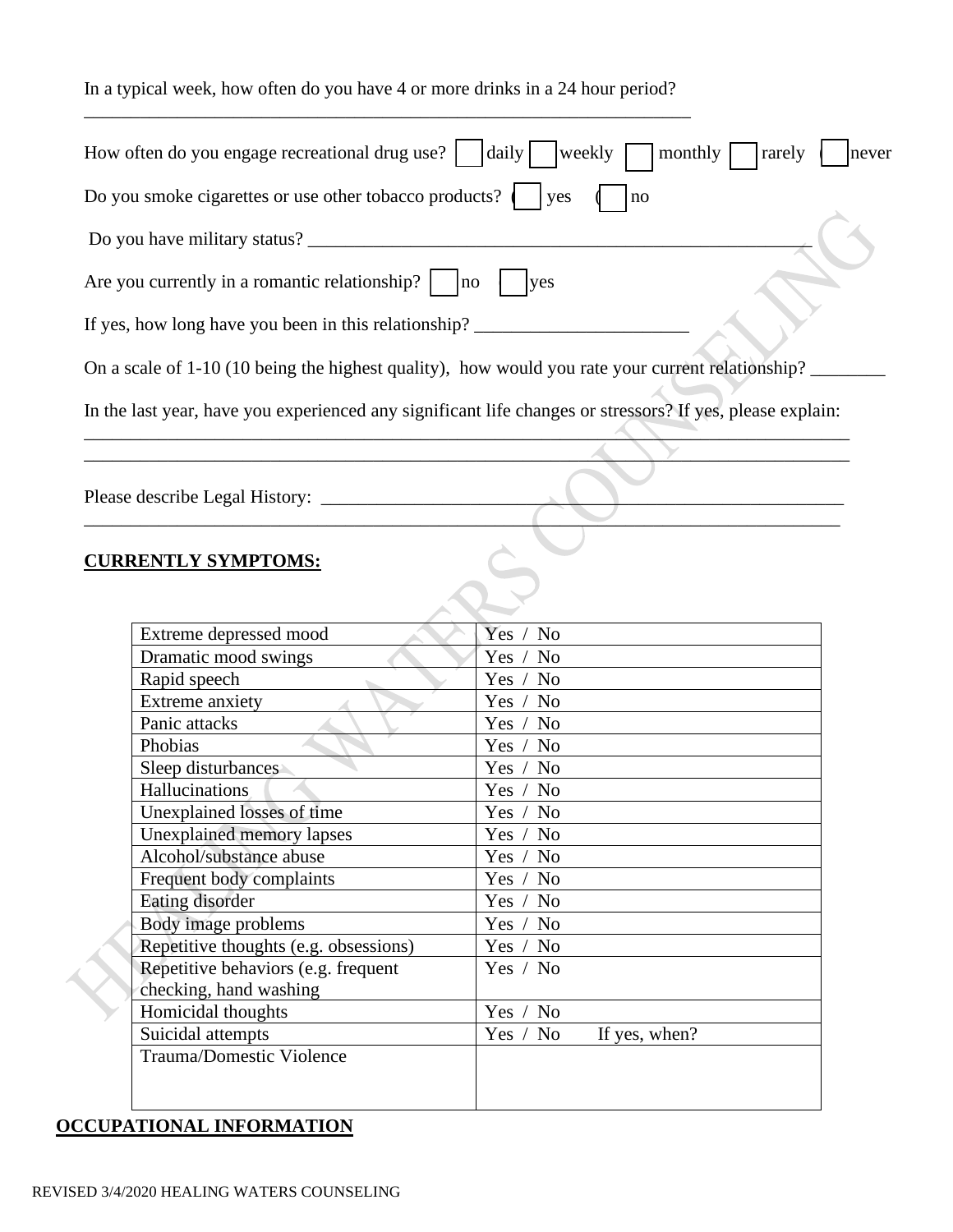In a typical week, how often do you have 4 or more drinks in a 24 hour period?

_______________________________________________________________________

How often do you engage recreational drug use? ☐ daily ☐ weekly ☐ monthly ☐ rarely ☐ never

Do you smoke cigarettes or use other tobacco products? ☐ yes ☐ no

Do you have military status? ___________________________________________________________

Are you currently in a romantic relationship? ☐ no ☐ yes

If yes, how long have you been in this relationship? _______________________

On a scale of 1-10 (10 being the highest quality), how would you rate your current relationship? ________

In the last year, have you experienced any significant life changes or stressors? If yes, please explain:

___________________________________________________________________________________________
___________________________________________________________________________________________

Please describe Legal History: _____________________________________________________________
___________________________________________________________________________________________

**CURRENTLY SYMPTOMS:**

| | |
|---|---|
| Extreme depressed mood | Yes / No |
| Dramatic mood swings | Yes / No |
| Rapid speech | Yes / No |
| Extreme anxiety | Yes / No |
| Panic attacks | Yes / No |
| Phobias | Yes / No |
| Sleep disturbances | Yes / No |
| Hallucinations | Yes / No |
| Unexplained losses of time | Yes / No |
| Unexplained memory lapses | Yes / No |
| Alcohol/substance abuse | Yes / No |
| Frequent body complaints | Yes / No |
| Eating disorder | Yes / No |
| Body image problems | Yes / No |
| Repetitive thoughts (e.g. obsessions) | Yes / No |
| Repetitive behaviors (e.g. frequent checking, hand washing | Yes / No |
| Homicidal thoughts | Yes / No |
| Suicidal attempts | Yes / No If yes, when? |
| Trauma/Domestic Violence | |

**OCCUPATIONAL INFORMATION**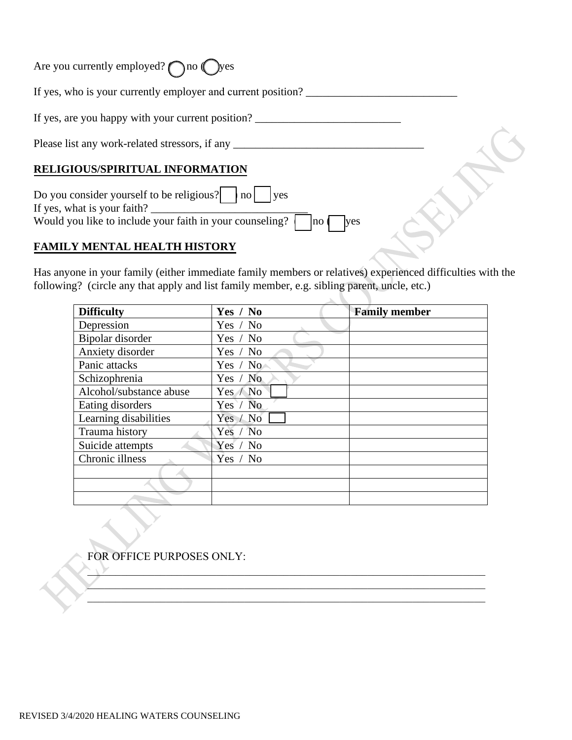Are you currently employed? ◯ no ◯ yes

If yes, who is your currently employer and current position? ___________________________

If yes, are you happy with your current position? __________________________

Please list any work-related stressors, if any __________________________________

## RELIGIOUS/SPIRITUAL INFORMATION

Do you consider yourself to be religious? ☐ no ☐ yes
If yes, what is your faith? ____________________________
Would you like to include your faith in your counseling? ☐ no ☐ yes

## FAMILY MENTAL HEALTH HISTORY

Has anyone in your family (either immediate family members or relatives) experienced difficulties with the following? (circle any that apply and list family member, e.g. sibling parent, uncle, etc.)

| Difficulty | Yes / No | Family member |
|---|---|---|
| Depression | Yes / No | |
| Bipolar disorder | Yes / No | |
| Anxiety disorder | Yes / No | |
| Panic attacks | Yes / No | |
| Schizophrenia | Yes / No | |
| Alcohol/substance abuse | Yes / No | |
| Eating disorders | Yes / No | |
| Learning disabilities | Yes / No | |
| Trauma history | Yes / No | |
| Suicide attempts | Yes / No | |
| Chronic illness | Yes / No | |
| | | |
| | | |
| | | |

FOR OFFICE PURPOSES ONLY:

___________________________________________________________________________

___________________________________________________________________________

___________________________________________________________________________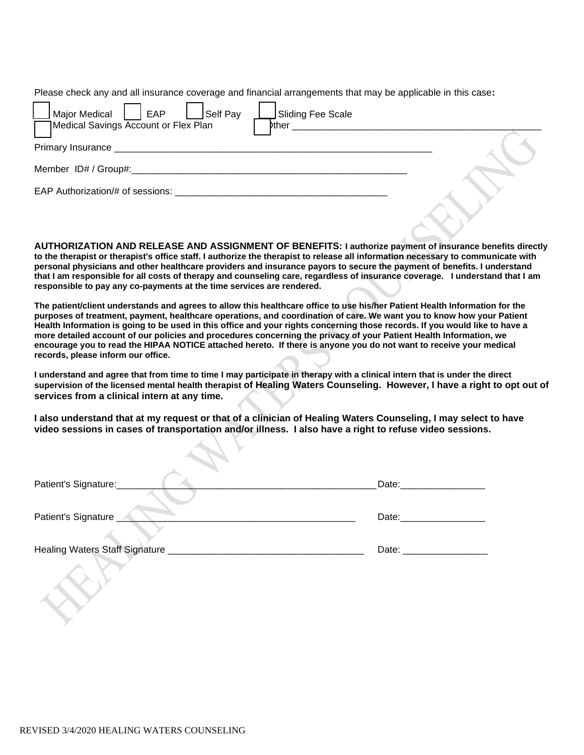Please check any and all insurance coverage and financial arrangements that may be applicable in this case**:**

☐ Major Medical ☐ EAP ☐ Self Pay ☐ Sliding Fee Scale
☐ Medical Savings Account or Flex Plan ☐ Other ___________________________________________

Primary Insurance _______________________________________________________________

Member ID# / Group#:_____________________________________________________

EAP Authorization/# of sessions: _______________________________________

**AUTHORIZATION AND RELEASE AND ASSIGNMENT OF BENEFITS: I authorize payment of insurance benefits directly to the therapist or therapist's office staff. I authorize the therapist to release all information necessary to communicate with personal physicians and other healthcare providers and insurance payors to secure the payment of benefits. I understand that I am responsible for all costs of therapy and counseling care, regardless of insurance coverage. I understand that I am responsible to pay any co-payments at the time services are rendered.**

**The patient/client understands and agrees to allow this healthcare office to use his/her Patient Health Information for the purposes of treatment, payment, healthcare operations, and coordination of care. We want you to know how your Patient Health Information is going to be used in this office and your rights concerning those records. If you would like to have a more detailed account of our policies and procedures concerning the privacy of your Patient Health Information, we encourage you to read the HIPAA NOTICE attached hereto. If there is anyone you do not want to receive your medical records, please inform our office.**

**I understand and agree that from time to time I may participate in therapy with a clinical intern that is under the direct supervision of the licensed mental health therapist of Healing Waters Counseling. However, I have a right to opt out of services from a clinical intern at any time.**

**I also understand that at my request or that of a clinician of Healing Waters Counseling, I may select to have video sessions in cases of transportation and/or illness. I also have a right to refuse video sessions.**

Patient's Signature:_______________________________________________ Date:________________

Patient's Signature ____________________________________________ Date:________________

Healing Waters Staff Signature ___________________________________ Date: ________________

REVISED 3/4/2020 HEALING WATERS COUNSELING